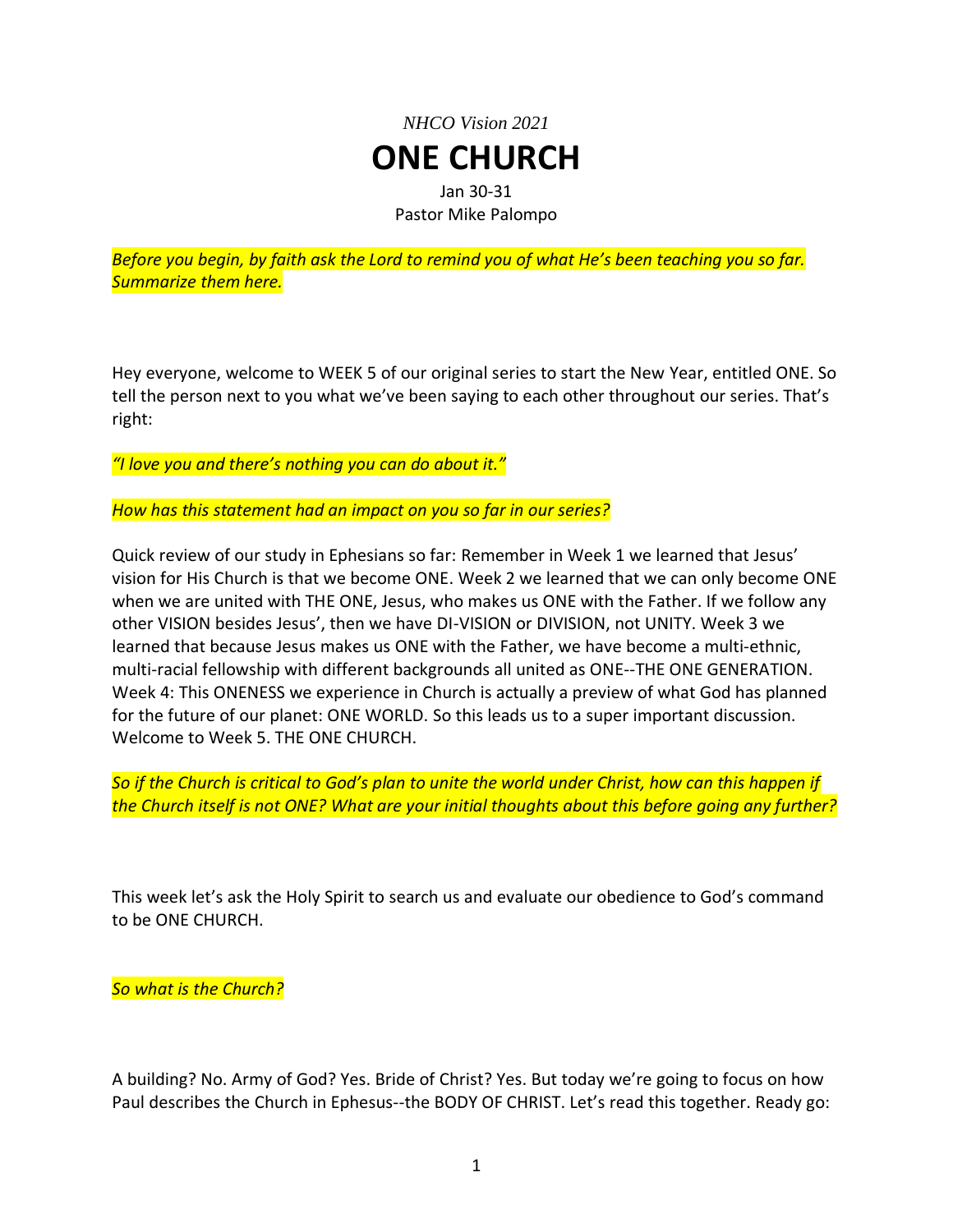*NHCO Vision 2021*

# ONE CHURCH

Jan 30-31
Pastor Mike Palompo

*Before you begin, by faith ask the Lord to remind you of what He's been teaching you so far. Summarize them here.*

Hey everyone, welcome to WEEK 5 of our original series to start the New Year, entitled ONE. So tell the person next to you what we've been saying to each other throughout our series. That's right:

*"I love you and there's nothing you can do about it."*

*How has this statement had an impact on you so far in our series?*

Quick review of our study in Ephesians so far: Remember in Week 1 we learned that Jesus' vision for His Church is that we become ONE. Week 2 we learned that we can only become ONE when we are united with THE ONE, Jesus, who makes us ONE with the Father. If we follow any other VISION besides Jesus', then we have DI-VISION or DIVISION, not UNITY. Week 3 we learned that because Jesus makes us ONE with the Father, we have become a multi-ethnic, multi-racial fellowship with different backgrounds all united as ONE--THE ONE GENERATION. Week 4: This ONENESS we experience in Church is actually a preview of what God has planned for the future of our planet: ONE WORLD. So this leads us to a super important discussion. Welcome to Week 5. THE ONE CHURCH.

*So if the Church is critical to God's plan to unite the world under Christ, how can this happen if the Church itself is not ONE? What are your initial thoughts about this before going any further?*

This week let's ask the Holy Spirit to search us and evaluate our obedience to God's command to be ONE CHURCH.

*So what is the Church?*

A building? No. Army of God? Yes. Bride of Christ? Yes. But today we're going to focus on how Paul describes the Church in Ephesus--the BODY OF CHRIST. Let's read this together. Ready go: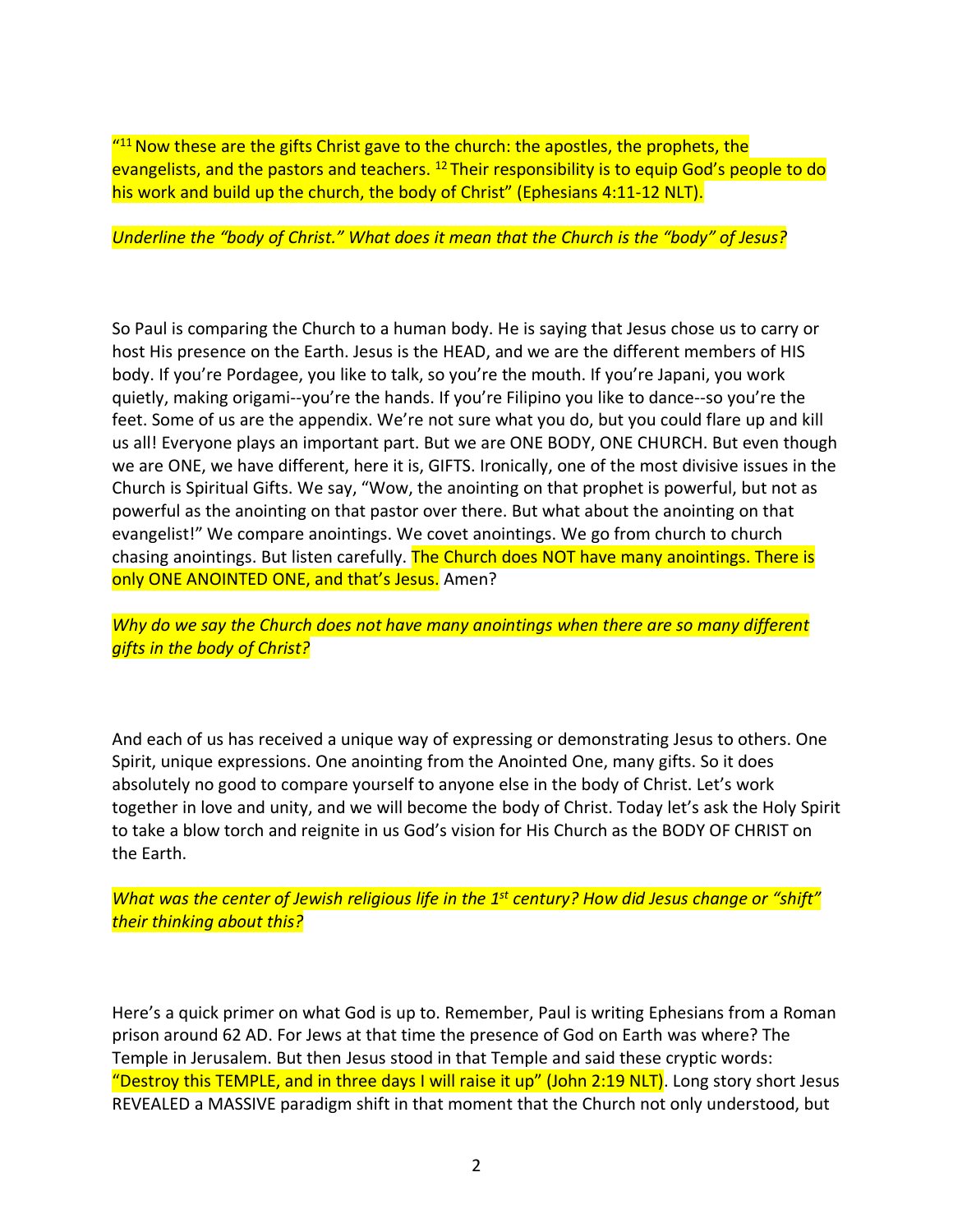"[11] Now these are the gifts Christ gave to the church: the apostles, the prophets, the evangelists, and the pastors and teachers. [12] Their responsibility is to equip God's people to do his work and build up the church, the body of Christ" (Ephesians 4:11-12 NLT).

*Underline the "body of Christ." What does it mean that the Church is the "body" of Jesus?*

So Paul is comparing the Church to a human body. He is saying that Jesus chose us to carry or host His presence on the Earth. Jesus is the HEAD, and we are the different members of HIS body. If you're Pordagee, you like to talk, so you're the mouth. If you're Japani, you work quietly, making origami--you're the hands. If you're Filipino you like to dance--so you're the feet. Some of us are the appendix. We're not sure what you do, but you could flare up and kill us all! Everyone plays an important part. But we are ONE BODY, ONE CHURCH. But even though we are ONE, we have different, here it is, GIFTS. Ironically, one of the most divisive issues in the Church is Spiritual Gifts. We say, "Wow, the anointing on that prophet is powerful, but not as powerful as the anointing on that pastor over there. But what about the anointing on that evangelist!" We compare anointings. We covet anointings. We go from church to church chasing anointings. But listen carefully. The Church does NOT have many anointings. There is only ONE ANOINTED ONE, and that's Jesus. Amen?

*Why do we say the Church does not have many anointings when there are so many different gifts in the body of Christ?*

And each of us has received a unique way of expressing or demonstrating Jesus to others. One Spirit, unique expressions. One anointing from the Anointed One, many gifts. So it does absolutely no good to compare yourself to anyone else in the body of Christ. Let's work together in love and unity, and we will become the body of Christ. Today let's ask the Holy Spirit to take a blow torch and reignite in us God's vision for His Church as the BODY OF CHRIST on the Earth.

*What was the center of Jewish religious life in the 1st century? How did Jesus change or "shift" their thinking about this?*

Here's a quick primer on what God is up to. Remember, Paul is writing Ephesians from a Roman prison around 62 AD. For Jews at that time the presence of God on Earth was where? The Temple in Jerusalem. But then Jesus stood in that Temple and said these cryptic words: "Destroy this TEMPLE, and in three days I will raise it up" (John 2:19 NLT). Long story short Jesus REVEALED a MASSIVE paradigm shift in that moment that the Church not only understood, but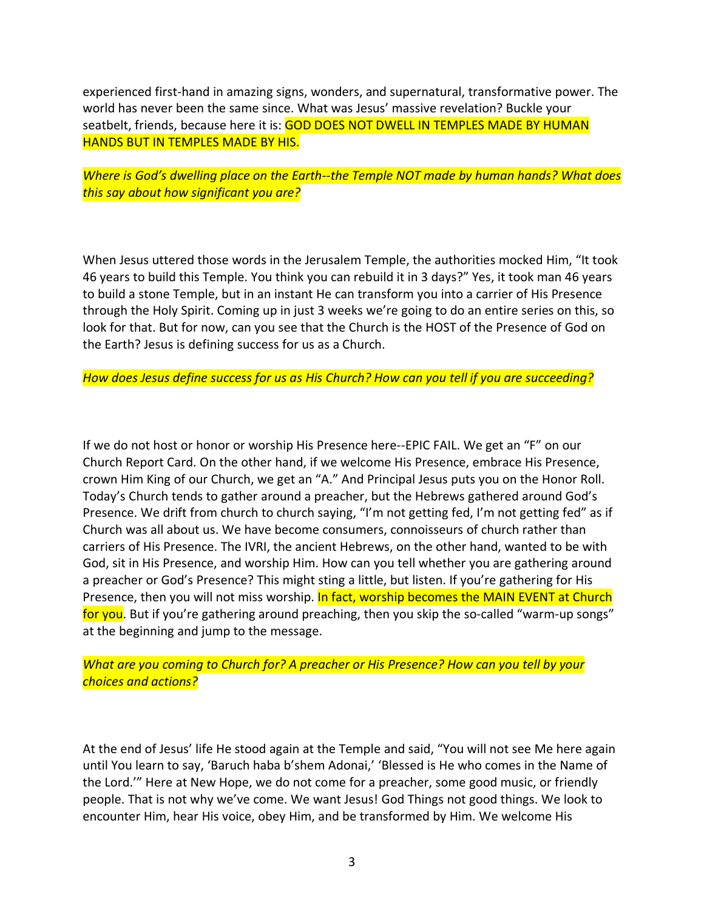experienced first-hand in amazing signs, wonders, and supernatural, transformative power. The world has never been the same since. What was Jesus' massive revelation? Buckle your seatbelt, friends, because here it is: GOD DOES NOT DWELL IN TEMPLES MADE BY HUMAN HANDS BUT IN TEMPLES MADE BY HIS.

*Where is God's dwelling place on the Earth--the Temple NOT made by human hands? What does this say about how significant you are?*

When Jesus uttered those words in the Jerusalem Temple, the authorities mocked Him, "It took 46 years to build this Temple. You think you can rebuild it in 3 days?" Yes, it took man 46 years to build a stone Temple, but in an instant He can transform you into a carrier of His Presence through the Holy Spirit. Coming up in just 3 weeks we're going to do an entire series on this, so look for that. But for now, can you see that the Church is the HOST of the Presence of God on the Earth? Jesus is defining success for us as a Church.

*How does Jesus define success for us as His Church? How can you tell if you are succeeding?*

If we do not host or honor or worship His Presence here--EPIC FAIL. We get an "F" on our Church Report Card. On the other hand, if we welcome His Presence, embrace His Presence, crown Him King of our Church, we get an "A." And Principal Jesus puts you on the Honor Roll. Today's Church tends to gather around a preacher, but the Hebrews gathered around God's Presence. We drift from church to church saying, "I'm not getting fed, I'm not getting fed" as if Church was all about us. We have become consumers, connoisseurs of church rather than carriers of His Presence. The IVRI, the ancient Hebrews, on the other hand, wanted to be with God, sit in His Presence, and worship Him. How can you tell whether you are gathering around a preacher or God's Presence? This might sting a little, but listen. If you're gathering for His Presence, then you will not miss worship. In fact, worship becomes the MAIN EVENT at Church for you. But if you're gathering around preaching, then you skip the so-called "warm-up songs" at the beginning and jump to the message.

*What are you coming to Church for? A preacher or His Presence? How can you tell by your choices and actions?*

At the end of Jesus' life He stood again at the Temple and said, "You will not see Me here again until You learn to say, 'Baruch haba b'shem Adonai,' 'Blessed is He who comes in the Name of the Lord.'" Here at New Hope, we do not come for a preacher, some good music, or friendly people. That is not why we've come. We want Jesus! God Things not good things. We look to encounter Him, hear His voice, obey Him, and be transformed by Him. We welcome His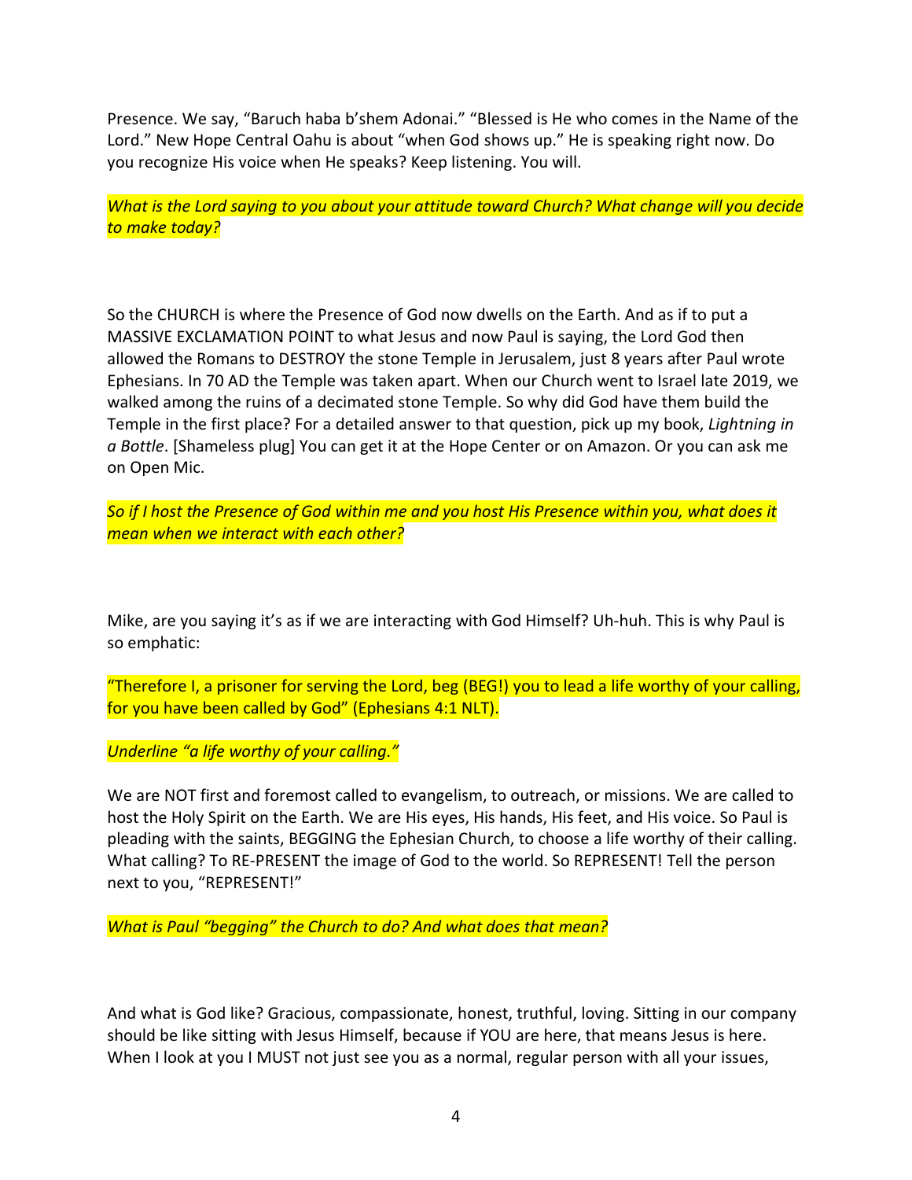Presence. We say, "Baruch haba b'shem Adonai." "Blessed is He who comes in the Name of the Lord." New Hope Central Oahu is about "when God shows up." He is speaking right now. Do you recognize His voice when He speaks? Keep listening. You will.

*What is the Lord saying to you about your attitude toward Church? What change will you decide to make today?*

So the CHURCH is where the Presence of God now dwells on the Earth. And as if to put a MASSIVE EXCLAMATION POINT to what Jesus and now Paul is saying, the Lord God then allowed the Romans to DESTROY the stone Temple in Jerusalem, just 8 years after Paul wrote Ephesians. In 70 AD the Temple was taken apart. When our Church went to Israel late 2019, we walked among the ruins of a decimated stone Temple. So why did God have them build the Temple in the first place? For a detailed answer to that question, pick up my book, *Lightning in a Bottle*. [Shameless plug] You can get it at the Hope Center or on Amazon. Or you can ask me on Open Mic.

*So if I host the Presence of God within me and you host His Presence within you, what does it mean when we interact with each other?*

Mike, are you saying it's as if we are interacting with God Himself? Uh-huh. This is why Paul is so emphatic:

"Therefore I, a prisoner for serving the Lord, beg (BEG!) you to lead a life worthy of your calling, for you have been called by God" (Ephesians 4:1 NLT).

*Underline "a life worthy of your calling."*

We are NOT first and foremost called to evangelism, to outreach, or missions. We are called to host the Holy Spirit on the Earth. We are His eyes, His hands, His feet, and His voice. So Paul is pleading with the saints, BEGGING the Ephesian Church, to choose a life worthy of their calling. What calling? To RE-PRESENT the image of God to the world. So REPRESENT! Tell the person next to you, "REPRESENT!"

*What is Paul "begging" the Church to do? And what does that mean?*

And what is God like? Gracious, compassionate, honest, truthful, loving. Sitting in our company should be like sitting with Jesus Himself, because if YOU are here, that means Jesus is here. When I look at you I MUST not just see you as a normal, regular person with all your issues,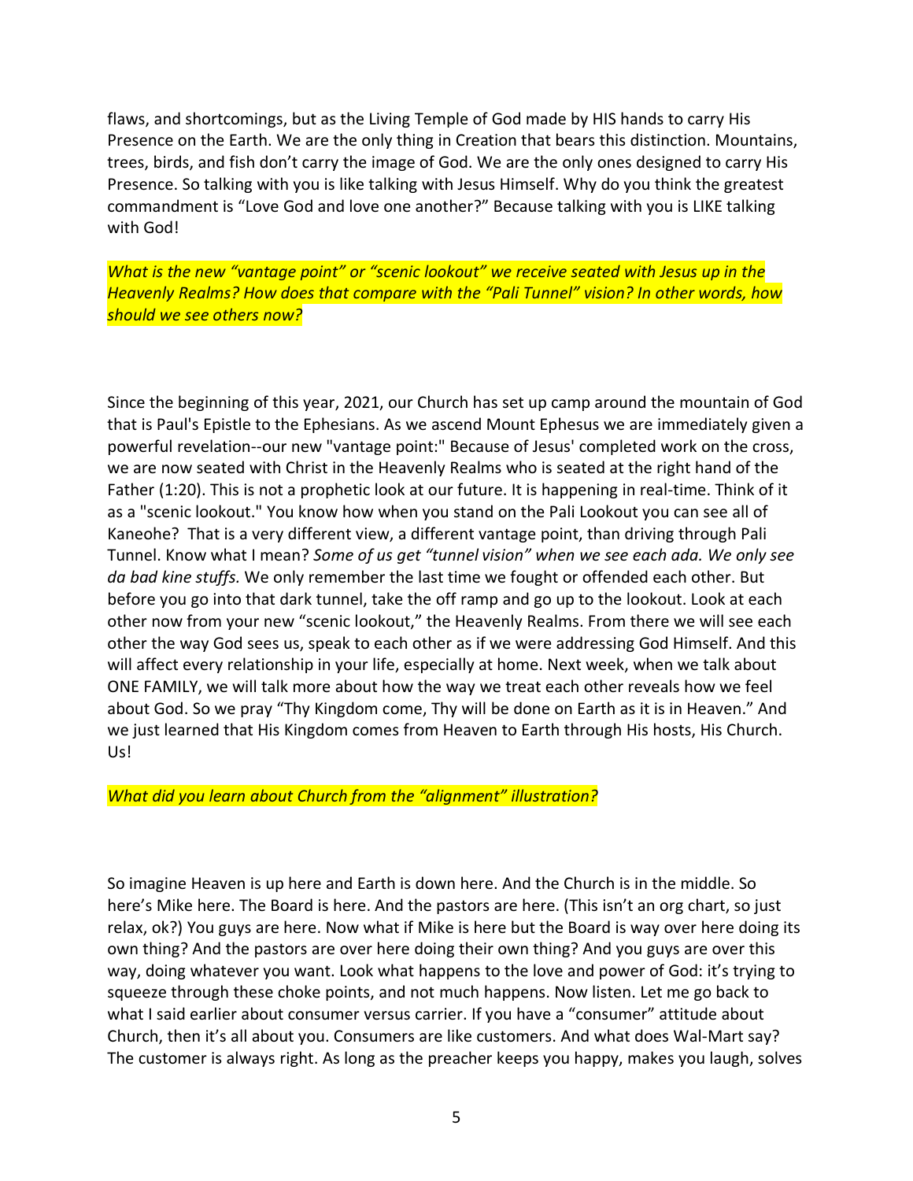flaws, and shortcomings, but as the Living Temple of God made by HIS hands to carry His Presence on the Earth. We are the only thing in Creation that bears this distinction. Mountains, trees, birds, and fish don't carry the image of God. We are the only ones designed to carry His Presence. So talking with you is like talking with Jesus Himself. Why do you think the greatest commandment is "Love God and love one another?" Because talking with you is LIKE talking with God!

*What is the new "vantage point" or "scenic lookout" we receive seated with Jesus up in the Heavenly Realms? How does that compare with the "Pali Tunnel" vision? In other words, how should we see others now?*

Since the beginning of this year, 2021, our Church has set up camp around the mountain of God that is Paul's Epistle to the Ephesians. As we ascend Mount Ephesus we are immediately given a powerful revelation--our new "vantage point:" Because of Jesus' completed work on the cross, we are now seated with Christ in the Heavenly Realms who is seated at the right hand of the Father (1:20). This is not a prophetic look at our future. It is happening in real-time. Think of it as a "scenic lookout." You know how when you stand on the Pali Lookout you can see all of Kaneohe? That is a very different view, a different vantage point, than driving through Pali Tunnel. Know what I mean? *Some of us get "tunnel vision" when we see each ada. We only see da bad kine stuffs.* We only remember the last time we fought or offended each other. But before you go into that dark tunnel, take the off ramp and go up to the lookout. Look at each other now from your new "scenic lookout," the Heavenly Realms. From there we will see each other the way God sees us, speak to each other as if we were addressing God Himself. And this will affect every relationship in your life, especially at home. Next week, when we talk about ONE FAMILY, we will talk more about how the way we treat each other reveals how we feel about God. So we pray "Thy Kingdom come, Thy will be done on Earth as it is in Heaven." And we just learned that His Kingdom comes from Heaven to Earth through His hosts, His Church. Us!

*What did you learn about Church from the "alignment" illustration?*

So imagine Heaven is up here and Earth is down here. And the Church is in the middle. So here's Mike here. The Board is here. And the pastors are here. (This isn't an org chart, so just relax, ok?) You guys are here. Now what if Mike is here but the Board is way over here doing its own thing? And the pastors are over here doing their own thing? And you guys are over this way, doing whatever you want. Look what happens to the love and power of God: it's trying to squeeze through these choke points, and not much happens. Now listen. Let me go back to what I said earlier about consumer versus carrier. If you have a "consumer" attitude about Church, then it's all about you. Consumers are like customers. And what does Wal-Mart say? The customer is always right. As long as the preacher keeps you happy, makes you laugh, solves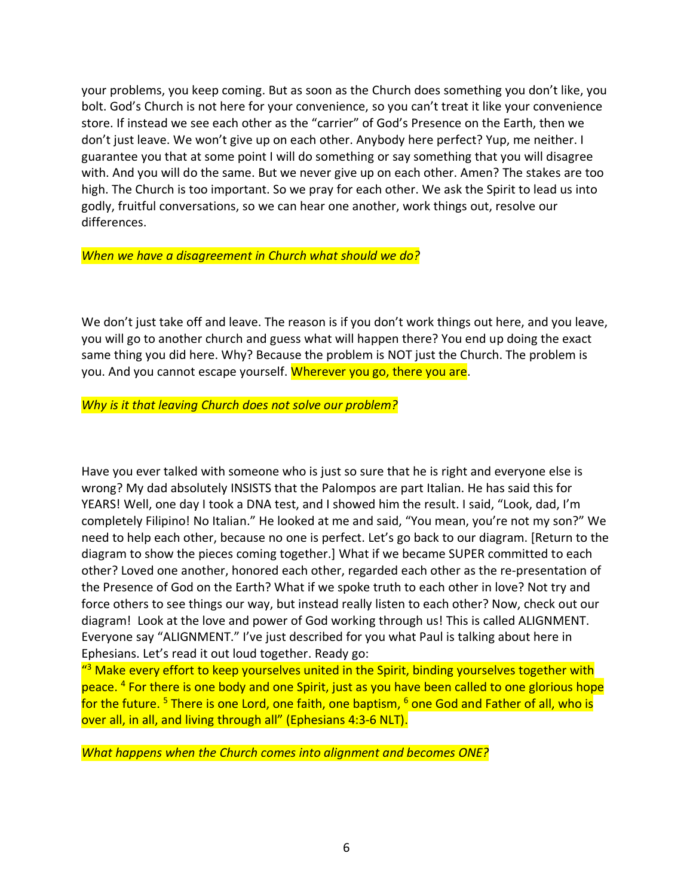your problems, you keep coming. But as soon as the Church does something you don't like, you bolt. God's Church is not here for your convenience, so you can't treat it like your convenience store. If instead we see each other as the "carrier" of God's Presence on the Earth, then we don't just leave. We won't give up on each other. Anybody here perfect? Yup, me neither. I guarantee you that at some point I will do something or say something that you will disagree with. And you will do the same. But we never give up on each other. Amen? The stakes are too high. The Church is too important. So we pray for each other. We ask the Spirit to lead us into godly, fruitful conversations, so we can hear one another, work things out, resolve our differences.

*When we have a disagreement in Church what should we do?*

We don't just take off and leave. The reason is if you don't work things out here, and you leave, you will go to another church and guess what will happen there? You end up doing the exact same thing you did here. Why? Because the problem is NOT just the Church. The problem is you. And you cannot escape yourself. Wherever you go, there you are.

*Why is it that leaving Church does not solve our problem?*

Have you ever talked with someone who is just so sure that he is right and everyone else is wrong? My dad absolutely INSISTS that the Palompos are part Italian. He has said this for YEARS! Well, one day I took a DNA test, and I showed him the result. I said, "Look, dad, I'm completely Filipino! No Italian." He looked at me and said, "You mean, you're not my son?" We need to help each other, because no one is perfect. Let's go back to our diagram. [Return to the diagram to show the pieces coming together.] What if we became SUPER committed to each other? Loved one another, honored each other, regarded each other as the re-presentation of the Presence of God on the Earth? What if we spoke truth to each other in love? Not try and force others to see things our way, but instead really listen to each other? Now, check out our diagram! Look at the love and power of God working through us! This is called ALIGNMENT. Everyone say "ALIGNMENT." I've just described for you what Paul is talking about here in Ephesians. Let's read it out loud together. Ready go:

"[3] Make every effort to keep yourselves united in the Spirit, binding yourselves together with peace. [4] For there is one body and one Spirit, just as you have been called to one glorious hope for the future. [5] There is one Lord, one faith, one baptism, [6] one God and Father of all, who is over all, in all, and living through all" (Ephesians 4:3-6 NLT).

*What happens when the Church comes into alignment and becomes ONE?*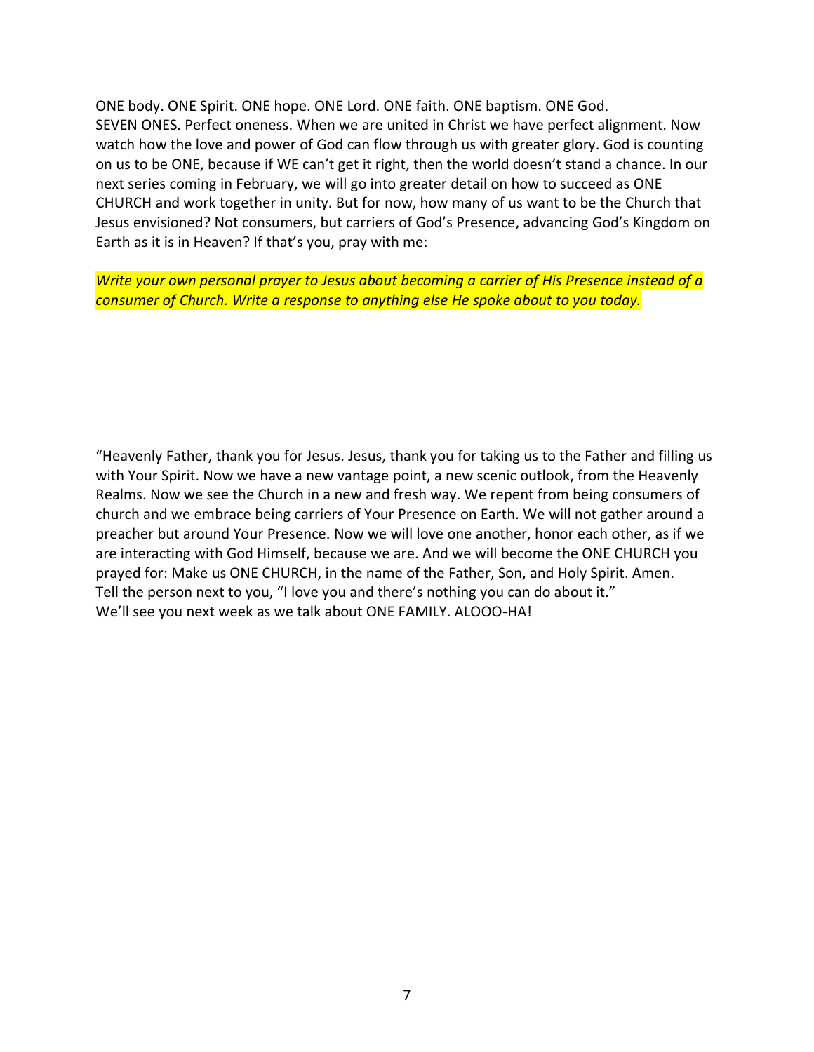ONE body. ONE Spirit. ONE hope. ONE Lord. ONE faith. ONE baptism. ONE God.
SEVEN ONES. Perfect oneness. When we are united in Christ we have perfect alignment. Now watch how the love and power of God can flow through us with greater glory. God is counting on us to be ONE, because if WE can't get it right, then the world doesn't stand a chance. In our next series coming in February, we will go into greater detail on how to succeed as ONE CHURCH and work together in unity. But for now, how many of us want to be the Church that Jesus envisioned? Not consumers, but carriers of God's Presence, advancing God's Kingdom on Earth as it is in Heaven? If that's you, pray with me:

*Write your own personal prayer to Jesus about becoming a carrier of His Presence instead of a consumer of Church. Write a response to anything else He spoke about to you today.*

"Heavenly Father, thank you for Jesus. Jesus, thank you for taking us to the Father and filling us with Your Spirit. Now we have a new vantage point, a new scenic outlook, from the Heavenly Realms. Now we see the Church in a new and fresh way. We repent from being consumers of church and we embrace being carriers of Your Presence on Earth. We will not gather around a preacher but around Your Presence. Now we will love one another, honor each other, as if we are interacting with God Himself, because we are. And we will become the ONE CHURCH you prayed for: Make us ONE CHURCH, in the name of the Father, Son, and Holy Spirit. Amen.
Tell the person next to you, "I love you and there's nothing you can do about it."
We'll see you next week as we talk about ONE FAMILY. ALOOO-HA!